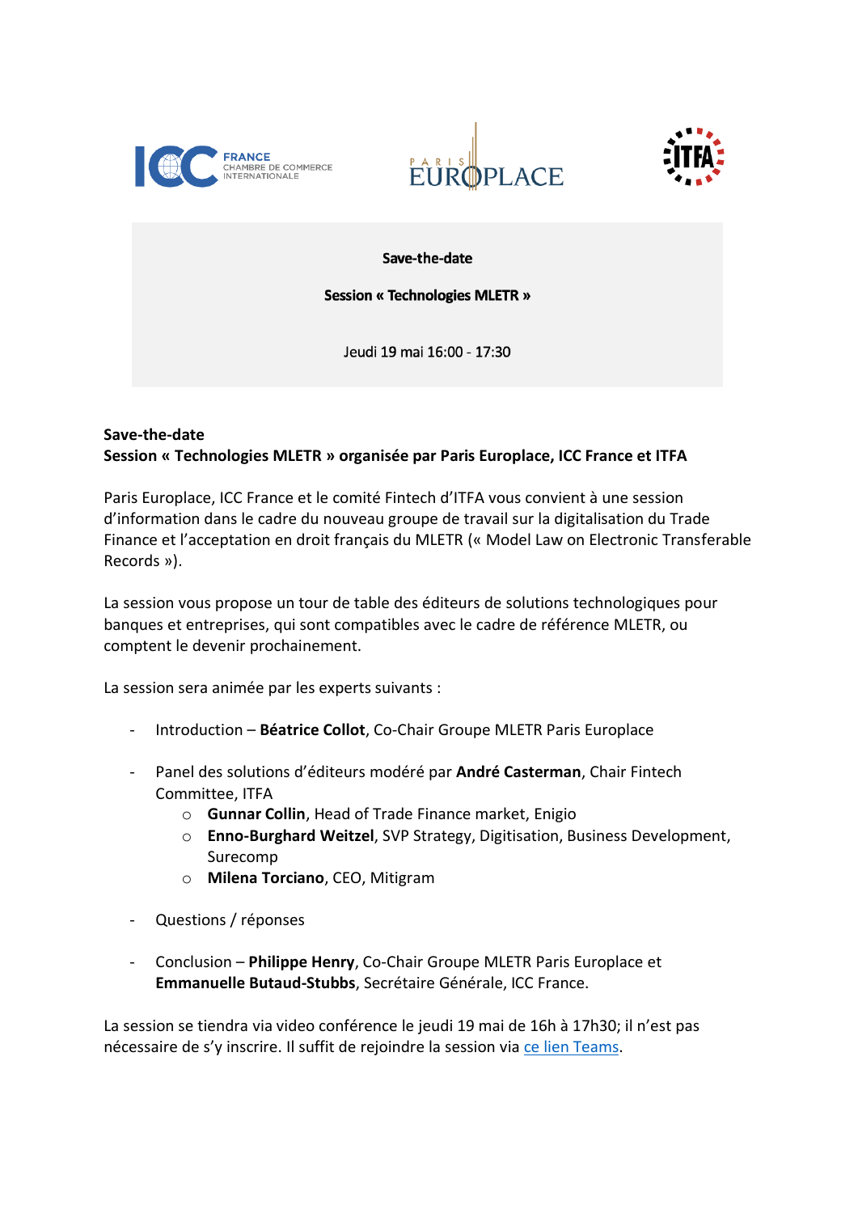**Save-the-date**

**Session « Technologies MLETR »**

Jeudi 19 mai 16:00 - 17:30

**Save-the-date**
**Session « Technologies MLETR » organisée par Paris Europlace, ICC France et ITFA**

Paris Europlace, ICC France et le comité Fintech d'ITFA vous convient à une session d'information dans le cadre du nouveau groupe de travail sur la digitalisation du Trade Finance et l'acceptation en droit français du MLETR (« Model Law on Electronic Transferable Records »).

La session vous propose un tour de table des éditeurs de solutions technologiques pour banques et entreprises, qui sont compatibles avec le cadre de référence MLETR, ou comptent le devenir prochainement.

La session sera animée par les experts suivants :

- Introduction – **Béatrice Collot**, Co-Chair Groupe MLETR Paris Europlace

- Panel des solutions d'éditeurs modéré par **André Casterman**, Chair Fintech Committee, ITFA
  - **Gunnar Collin**, Head of Trade Finance market, Enigio
  - **Enno-Burghard Weitzel**, SVP Strategy, Digitisation, Business Development, Surecomp
  - **Milena Torciano**, CEO, Mitigram

- Questions / réponses

- Conclusion – **Philippe Henry**, Co-Chair Groupe MLETR Paris Europlace et **Emmanuelle Butaud-Stubbs**, Secrétaire Générale, ICC France.

La session se tiendra via video conférence le jeudi 19 mai de 16h à 17h30; il n'est pas nécessaire de s'y inscrire. Il suffit de rejoindre la session via ce lien Teams.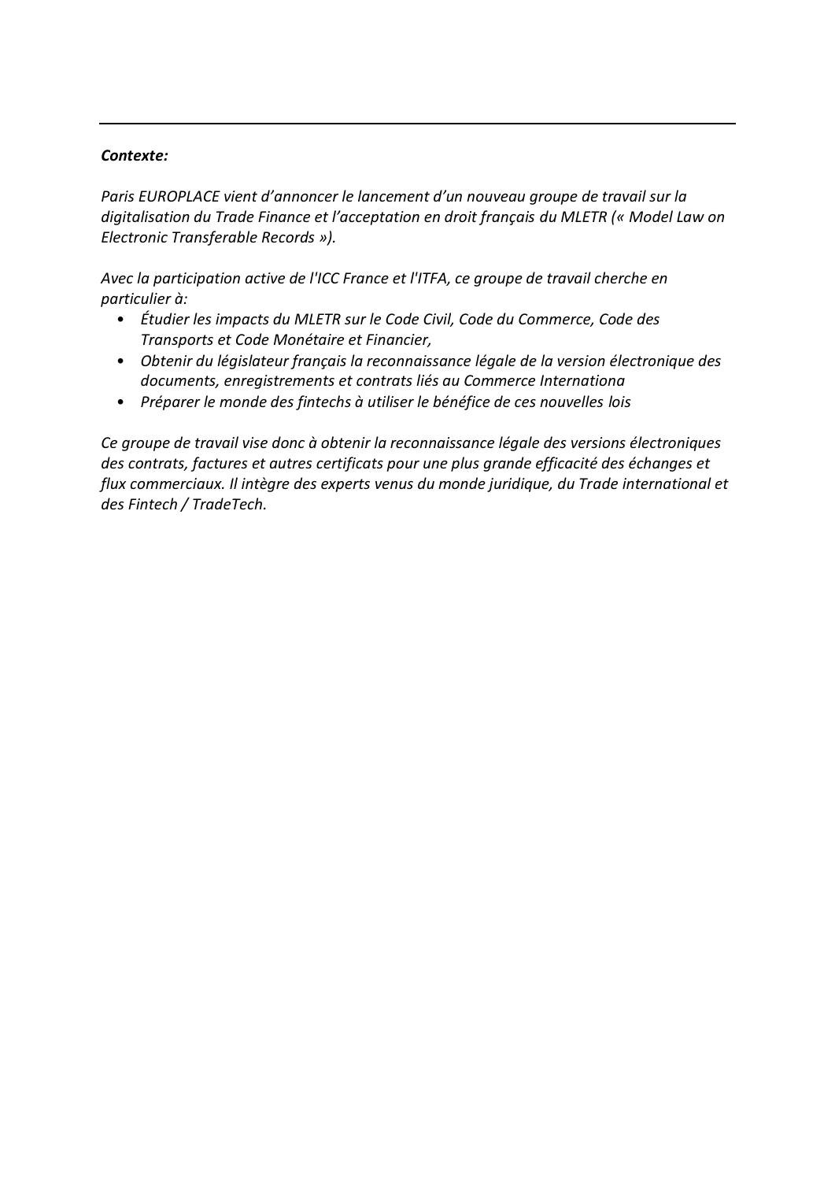---

***Contexte:***

*Paris EUROPLACE vient d'annoncer le lancement d'un nouveau groupe de travail sur la digitalisation du Trade Finance et l'acceptation en droit français du MLETR (« Model Law on Electronic Transferable Records »).*

*Avec la participation active de l'ICC France et l'ITFA, ce groupe de travail cherche en particulier à:*

- *Étudier les impacts du MLETR sur le Code Civil, Code du Commerce, Code des Transports et Code Monétaire et Financier,*
- *Obtenir du législateur français la reconnaissance légale de la version électronique des documents, enregistrements et contrats liés au Commerce Internationa*
- *Préparer le monde des fintechs à utiliser le bénéfice de ces nouvelles lois*

*Ce groupe de travail vise donc à obtenir la reconnaissance légale des versions électroniques des contrats, factures et autres certificats pour une plus grande efficacité des échanges et flux commerciaux. Il intègre des experts venus du monde juridique, du Trade international et des Fintech / TradeTech.*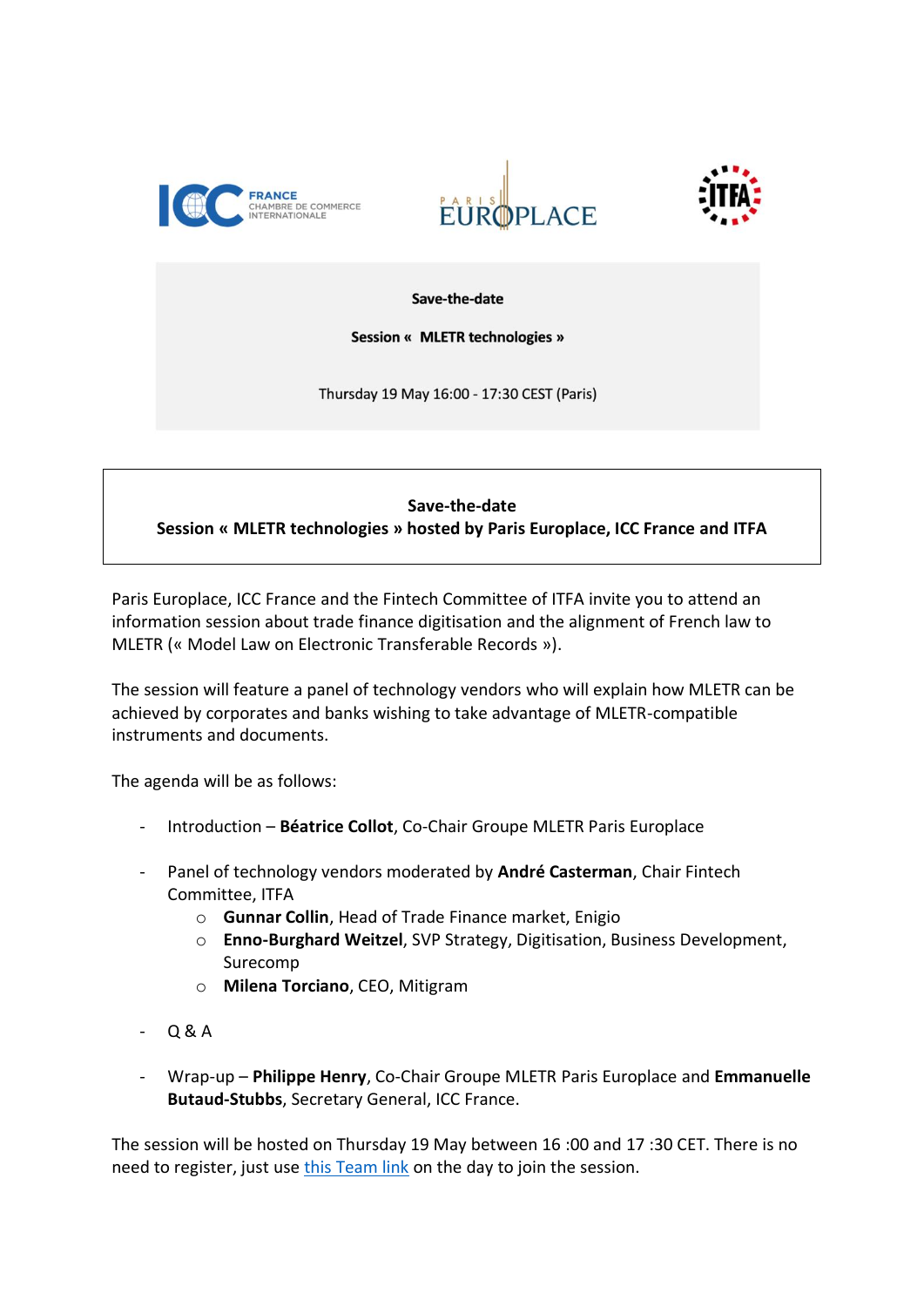**Save-the-date**

**Session « MLETR technologies »**

Thursday 19 May 16:00 - 17:30 CEST (Paris)

**Save-the-date**
**Session « MLETR technologies » hosted by Paris Europlace, ICC France and ITFA**

Paris Europlace, ICC France and the Fintech Committee of ITFA invite you to attend an information session about trade finance digitisation and the alignment of French law to MLETR (« Model Law on Electronic Transferable Records »).

The session will feature a panel of technology vendors who will explain how MLETR can be achieved by corporates and banks wishing to take advantage of MLETR-compatible instruments and documents.

The agenda will be as follows:

- Introduction – **Béatrice Collot**, Co-Chair Groupe MLETR Paris Europlace

- Panel of technology vendors moderated by **André Casterman**, Chair Fintech Committee, ITFA
  - **Gunnar Collin**, Head of Trade Finance market, Enigio
  - **Enno-Burghard Weitzel**, SVP Strategy, Digitisation, Business Development, Surecomp
  - **Milena Torciano**, CEO, Mitigram

- Q & A

- Wrap-up – **Philippe Henry**, Co-Chair Groupe MLETR Paris Europlace and **Emmanuelle Butaud-Stubbs**, Secretary General, ICC France.

The session will be hosted on Thursday 19 May between 16 :00 and 17 :30 CET. There is no need to register, just use this Team link on the day to join the session.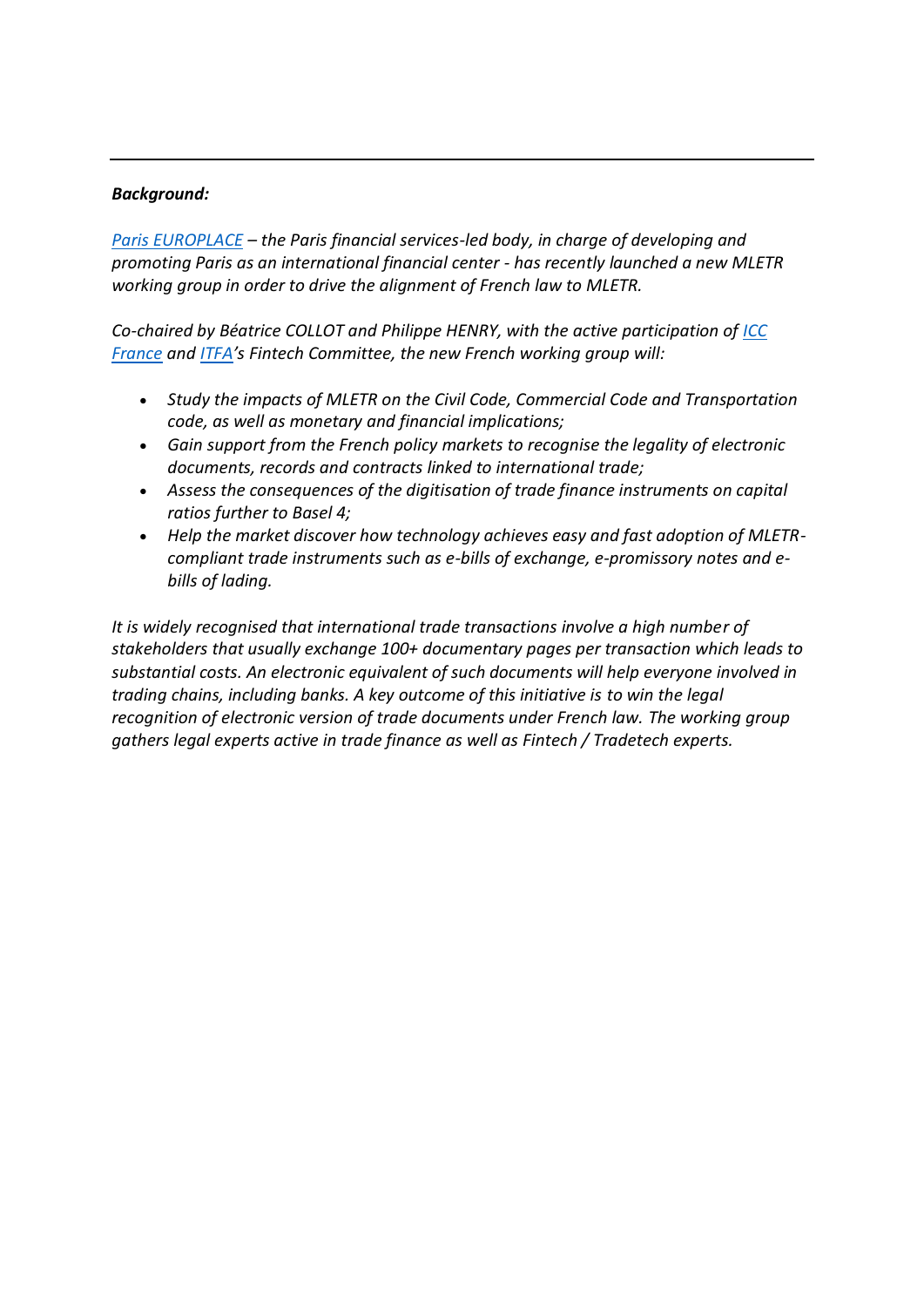---

***Background:***

*[Paris EUROPLACE](#) – the Paris financial services-led body, in charge of developing and promoting Paris as an international financial center - has recently launched a new MLETR working group in order to drive the alignment of French law to MLETR.*

*Co-chaired by Béatrice COLLOT and Philippe HENRY, with the active participation of [ICC France](#) and [ITFA](#)'s Fintech Committee, the new French working group will:*

- *Study the impacts of MLETR on the Civil Code, Commercial Code and Transportation code, as well as monetary and financial implications;*
- *Gain support from the French policy markets to recognise the legality of electronic documents, records and contracts linked to international trade;*
- *Assess the consequences of the digitisation of trade finance instruments on capital ratios further to Basel 4;*
- *Help the market discover how technology achieves easy and fast adoption of MLETR-compliant trade instruments such as e-bills of exchange, e-promissory notes and e-bills of lading.*

*It is widely recognised that international trade transactions involve a high number of stakeholders that usually exchange 100+ documentary pages per transaction which leads to substantial costs. An electronic equivalent of such documents will help everyone involved in trading chains, including banks. A key outcome of this initiative is to win the legal recognition of electronic version of trade documents under French law. The working group gathers legal experts active in trade finance as well as Fintech / Tradetech experts.*